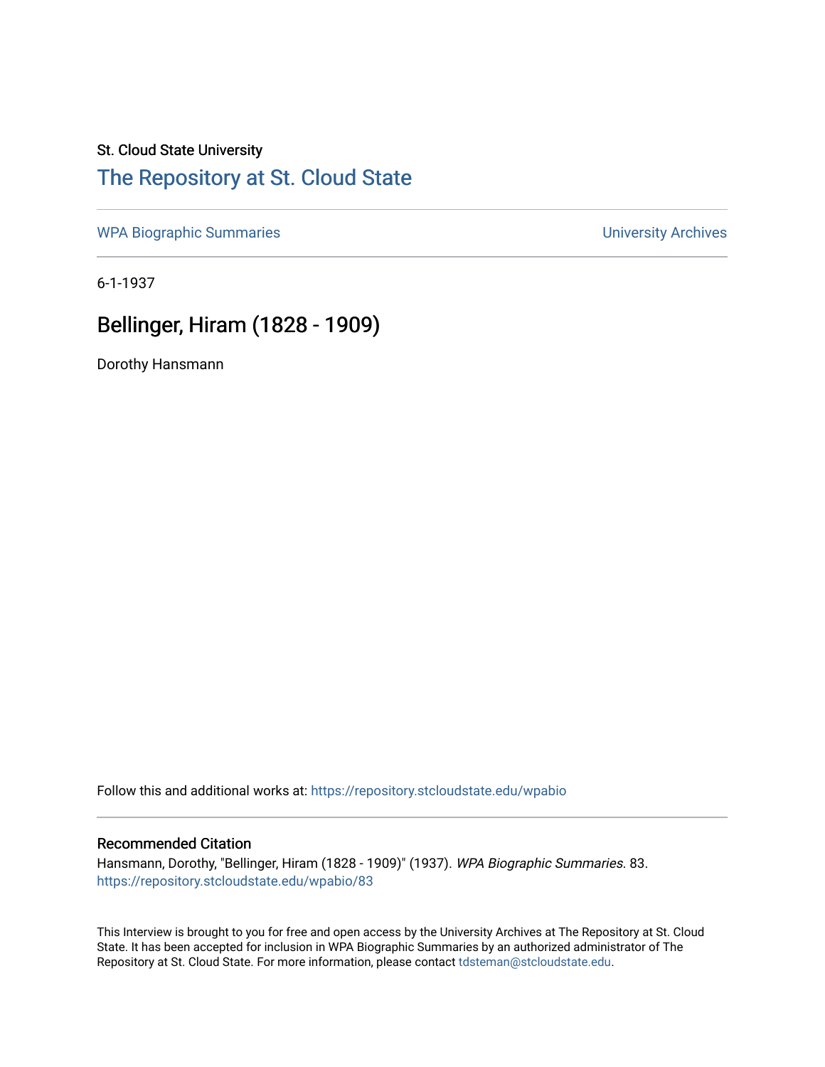St. Cloud State University

# The Repository at St. Cloud State

WPA Biographic Summaries

University Archives

6-1-1937

## Bellinger, Hiram (1828 - 1909)

Dorothy Hansmann

Follow this and additional works at: https://repository.stcloudstate.edu/wpabio

### Recommended Citation

Hansmann, Dorothy, "Bellinger, Hiram (1828 - 1909)" (1937). *WPA Biographic Summaries*. 83.
https://repository.stcloudstate.edu/wpabio/83

This Interview is brought to you for free and open access by the University Archives at The Repository at St. Cloud State. It has been accepted for inclusion in WPA Biographic Summaries by an authorized administrator of The Repository at St. Cloud State. For more information, please contact tdsteman@stcloudstate.edu.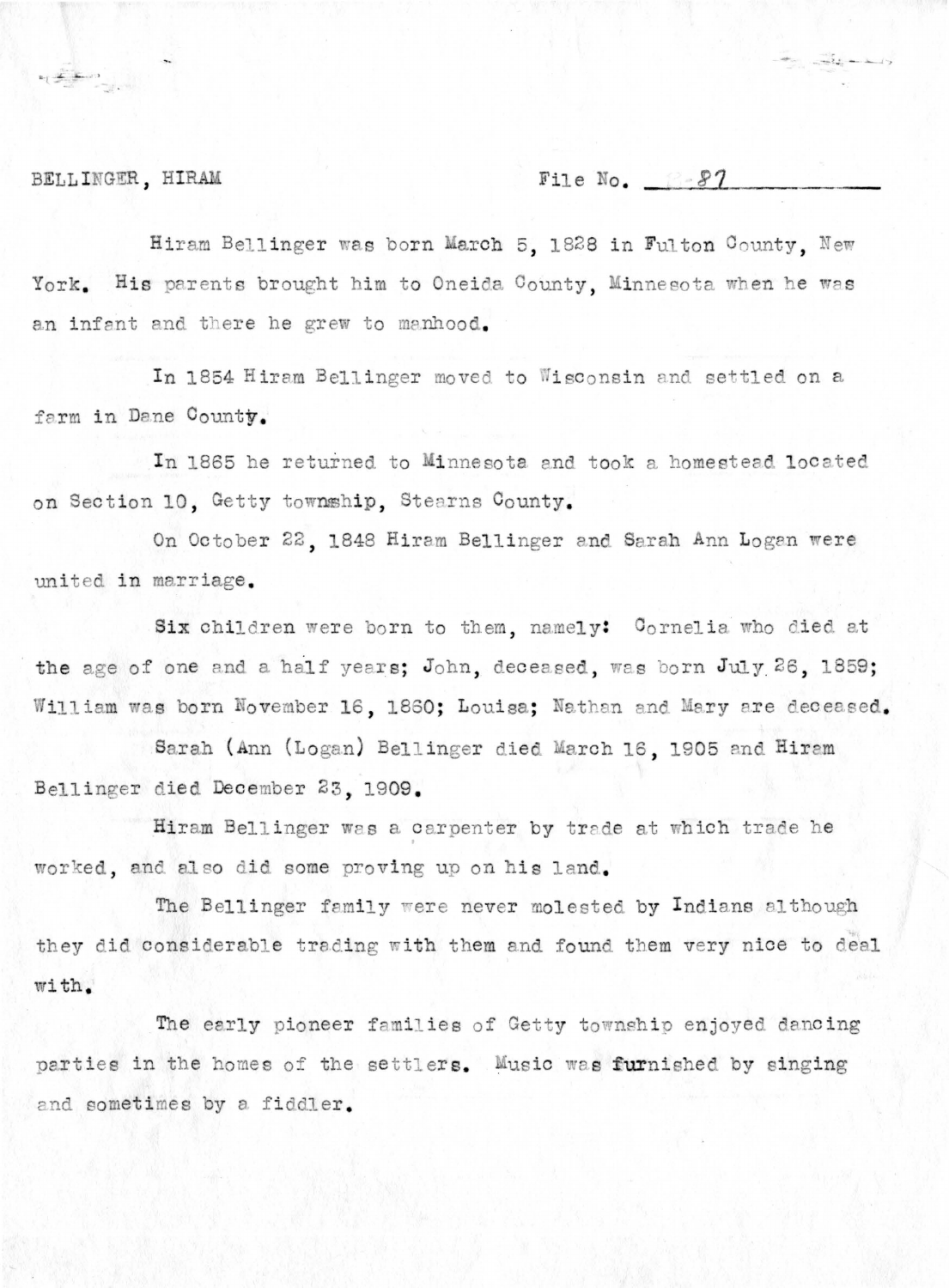BELLINGER, HIRAM File No. 87

Hiram Bellinger was born March 5, 1828 in Fulton County, New York. His parents brought him to Oneida County, Minnesota when he was an infant and there he grew to manhood.

In 1854 Hiram Bellinger moved to Wisconsin and settled on a farm in Dane County.

In 1865 he returned to Minnesota and took a homestead located on Section 10, Getty township, Stearns County.

On October 22, 1848 Hiram Bellinger and Sarah Ann Logan were united in marriage.

Six children were born to them, namely: Cornelia who died at the age of one and a half years; John, deceased, was born July 26, 1859; William was born November 16, 1860; Louisa; Nathan and Mary are deceased.

Sarah (Ann (Logan) Bellinger died March 16, 1905 and Hiram Bellinger died December 23, 1909.

Hiram Bellinger was a carpenter by trade at which trade he worked, and also did some proving up on his land.

The Bellinger family were never molested by Indians although they did considerable trading with them and found them very nice to deal with.

The early pioneer families of Getty township enjoyed dancing parties in the homes of the settlers. Music was furnished by singing and sometimes by a fiddler.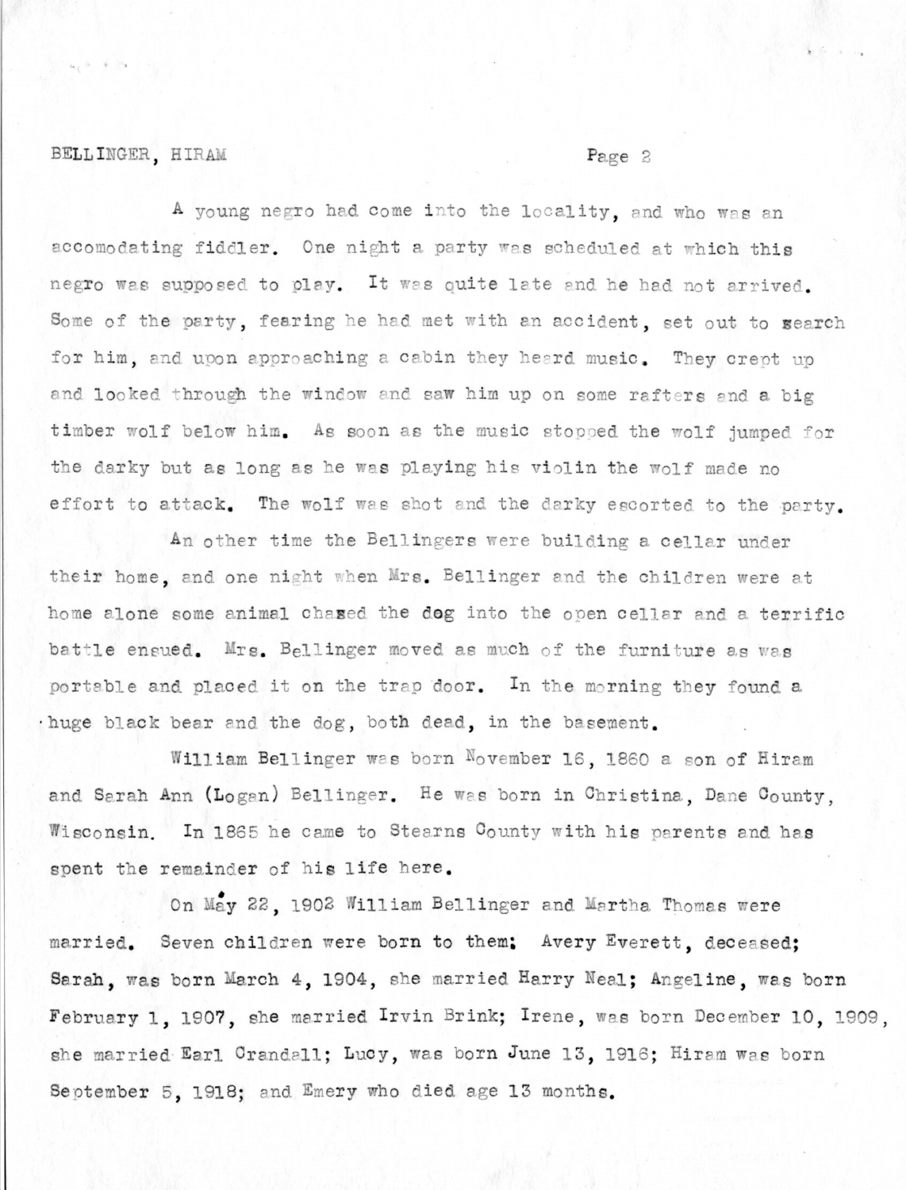A young negro had come into the locality, and who was an accomodating fiddler. One night a party was scheduled at which this negro was supposed to play. It was quite late and he had not arrived. Some of the party, fearing he had met with an accident, set out to search for him, and upon approaching a cabin they heard music. They crept up and looked through the window and saw him up on some rafters and a big timber wolf below him. As soon as the music stopped the wolf jumped for the darky but as long as he was playing his violin the wolf made no effort to attack. The wolf was shot and the darky escorted to the party.

An other time the Bellingers were building a cellar under their home, and one night when Mrs. Bellinger and the children were at home alone some animal chased the dog into the open cellar and a terrific battle ensued. Mrs. Bellinger moved as much of the furniture as was portable and placed it on the trap door. In the morning they found a huge black bear and the dog, both dead, in the basement.

William Bellinger was born November 16, 1860 a son of Hiram and Sarah Ann (Logan) Bellinger. He was born in Christina, Dane County, Wisconsin. In 1865 he came to Stearns County with his parents and has spent the remainder of his life here.

On May 22, 1902 William Bellinger and Martha Thomas were married. Seven children were born to them; Avery Everett, deceased; Sarah, was born March 4, 1904, she married Harry Neal; Angeline, was born February 1, 1907, she married Irvin Brink; Irene, was born December 10, 1909, she married Earl Crandall; Lucy, was born June 13, 1916; Hiram was born September 5, 1918; and Emery who died age 13 months.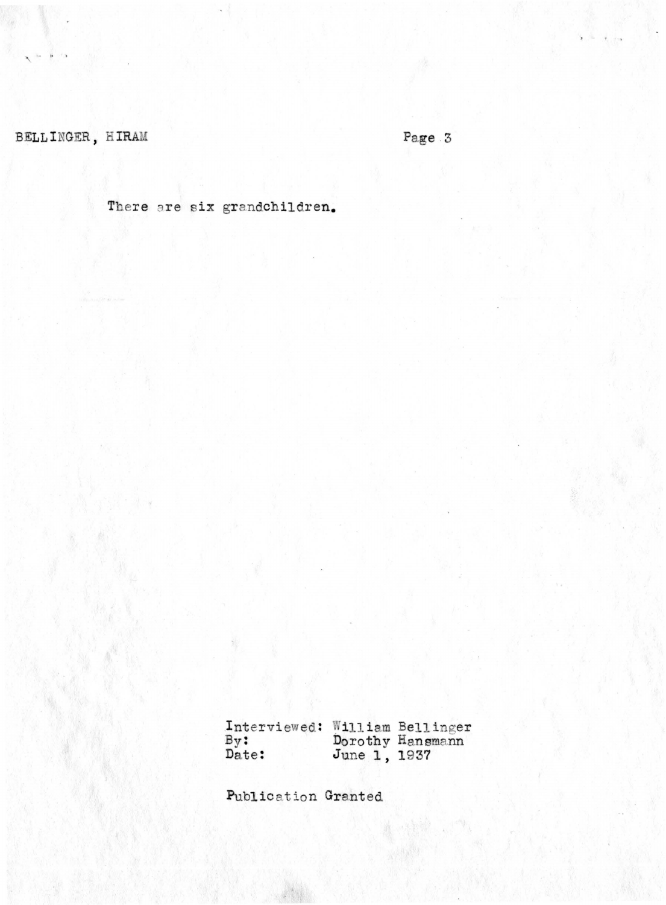There are six grandchildren.

Interviewed: William Bellinger
By: Dorothy Hansmann
Date: June 1, 1937

Publication Granted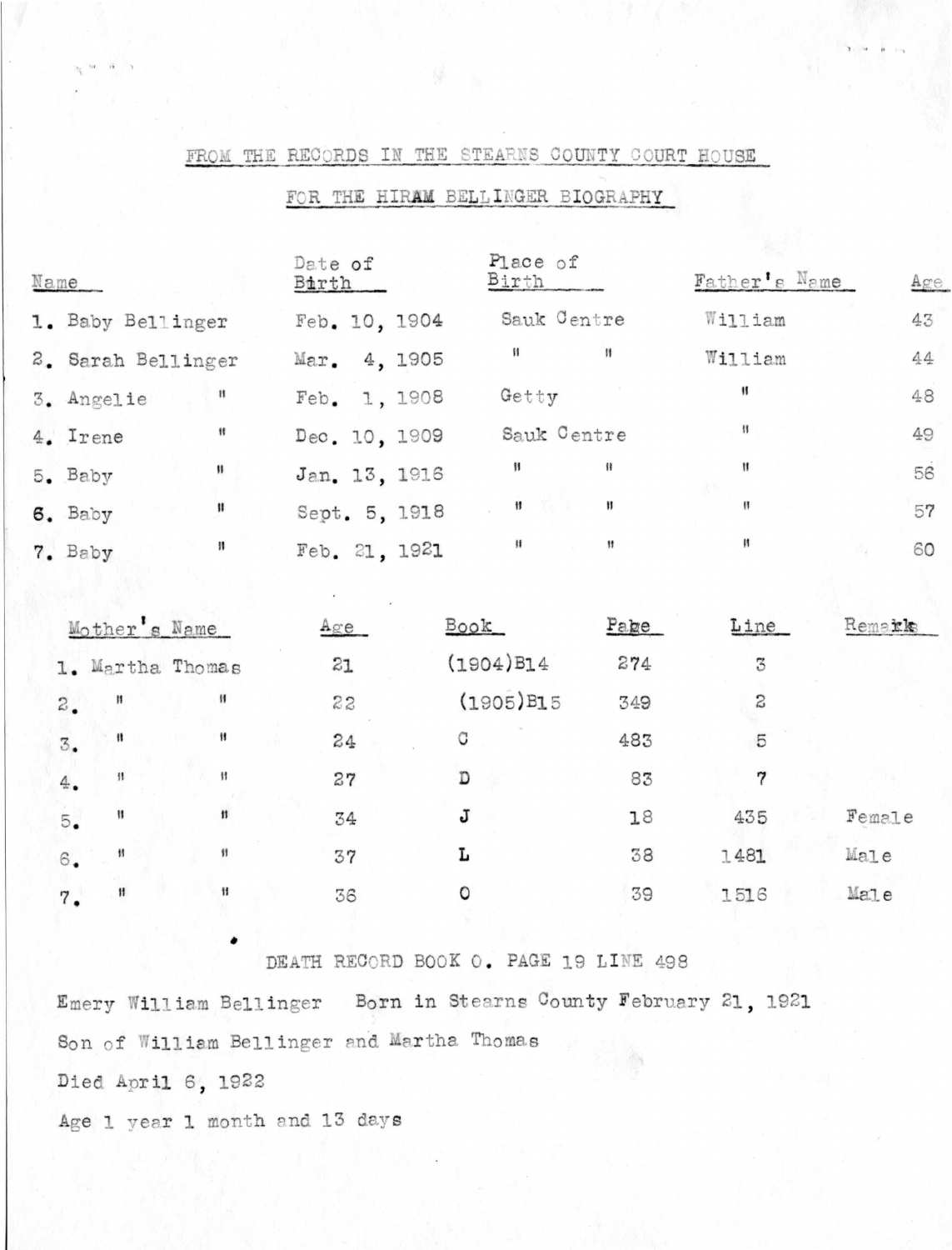FROM THE RECORDS IN THE STEARNS COUNTY COURT HOUSE

FOR THE HIRAM BELLINGER BIOGRAPHY

| Name | Date of Birth | Place of Birth | Father's Name | Age |
|---|---|---|---|---|
| 1. Baby Bellinger | Feb. 10, 1904 | Sauk Centre | William | 43 |
| 2. Sarah Bellinger | Mar. 4, 1905 | " " | William | 44 |
| 3. Angelie " | Feb. 1, 1908 | Getty | " | 48 |
| 4. Irene " | Dec. 10, 1909 | Sauk Centre | " | 49 |
| 5. Baby " | Jan. 13, 1916 | " " | " | 56 |
| 6. Baby " | Sept. 5, 1918 | " " | " | 57 |
| 7. Baby " | Feb. 21, 1921 | " " | " | 60 |

| Mother's Name | Age | Book | Page | Line | Remark |
|---|---|---|---|---|---|
| 1. Martha Thomas | 21 | (1904)B14 | 274 | 3 | |
| 2. " " | 22 | (1905)B15 | 349 | 2 | |
| 3. " " | 24 | C | 483 | 5 | |
| 4. " " | 27 | D | 83 | 7 | |
| 5. " " | 34 | J | 18 | 435 | Female |
| 6. " " | 37 | L | 38 | 1481 | Male |
| 7. " " | 36 | O | 39 | 1516 | Male |

DEATH RECORD BOOK O. PAGE 19 LINE 498

Emery William Bellinger Born in Stearns County February 21, 1921

Son of William Bellinger and Martha Thomas

Died April 6, 1922

Age 1 year 1 month and 13 days